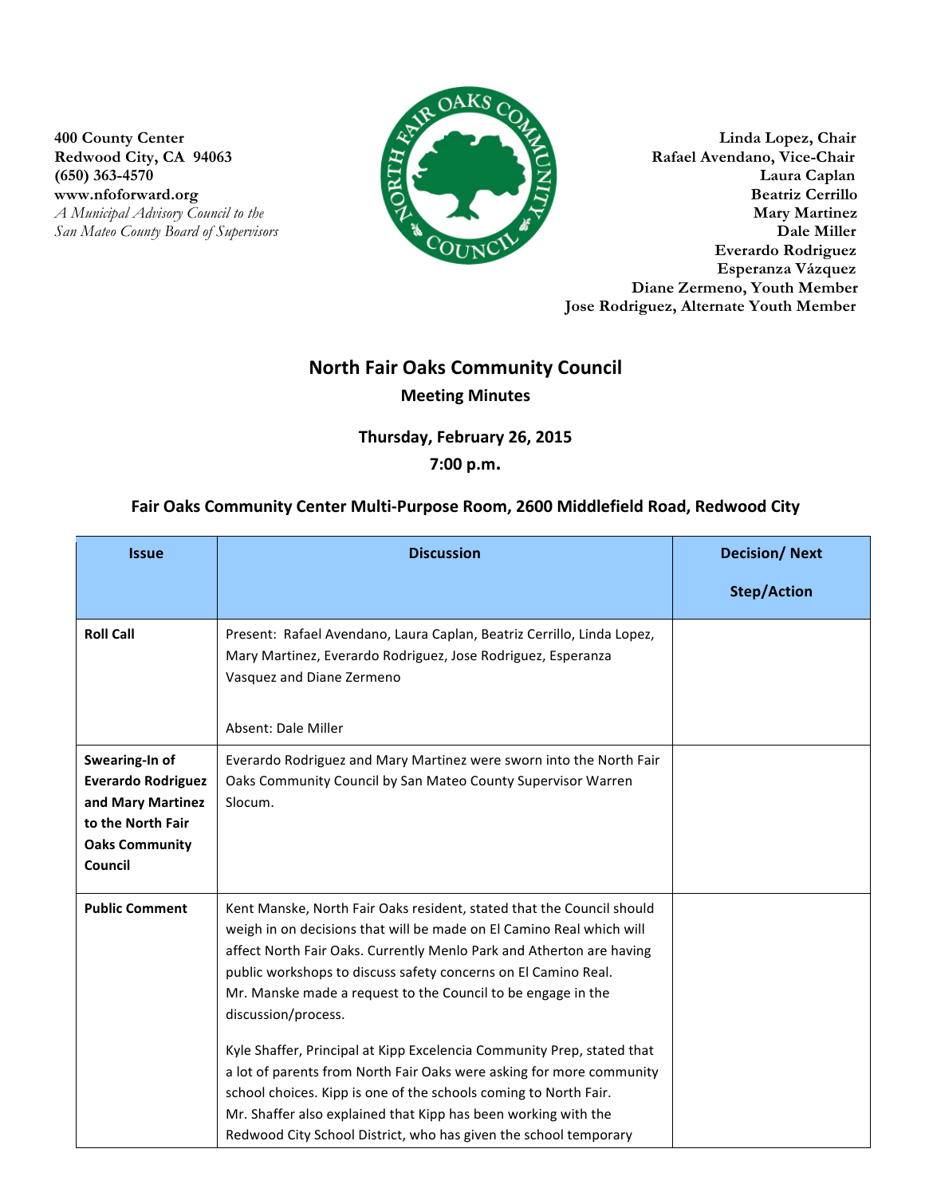400 County Center
Redwood City, CA 94063
(650) 363-4570
www.nfoforward.org
*A Municipal Advisory Council to the San Mateo County Board of Supervisors*

**Linda Lopez, Chair**
**Rafael Avendano, Vice-Chair**
**Laura Caplan**
**Beatriz Cerrillo**
**Mary Martinez**
**Dale Miller**
**Everardo Rodriguez**
**Esperanza Vázquez**
**Diane Zermeno, Youth Member**
**Jose Rodriguez, Alternate Youth Member**

# North Fair Oaks Community Council

## Meeting Minutes

### Thursday, February 26, 2015
### 7:00 p.m.

### Fair Oaks Community Center Multi-Purpose Room, 2600 Middlefield Road, Redwood City

| Issue | Discussion | Decision/ Next Step/Action |
|---|---|---|
| **Roll Call** | Present: Rafael Avendano, Laura Caplan, Beatriz Cerrillo, Linda Lopez, Mary Martinez, Everardo Rodriguez, Jose Rodriguez, Esperanza Vasquez and Diane Zermeno<br><br>Absent: Dale Miller | |
| **Swearing-In of Everardo Rodriguez and Mary Martinez to the North Fair Oaks Community Council** | Everardo Rodriguez and Mary Martinez were sworn into the North Fair Oaks Community Council by San Mateo County Supervisor Warren Slocum. | |
| **Public Comment** | Kent Manske, North Fair Oaks resident, stated that the Council should weigh in on decisions that will be made on El Camino Real which will affect North Fair Oaks. Currently Menlo Park and Atherton are having public workshops to discuss safety concerns on El Camino Real. Mr. Manske made a request to the Council to be engage in the discussion/process.<br><br>Kyle Shaffer, Principal at Kipp Excelencia Community Prep, stated that a lot of parents from North Fair Oaks were asking for more community school choices. Kipp is one of the schools coming to North Fair. Mr. Shaffer also explained that Kipp has been working with the Redwood City School District, who has given the school temporary | |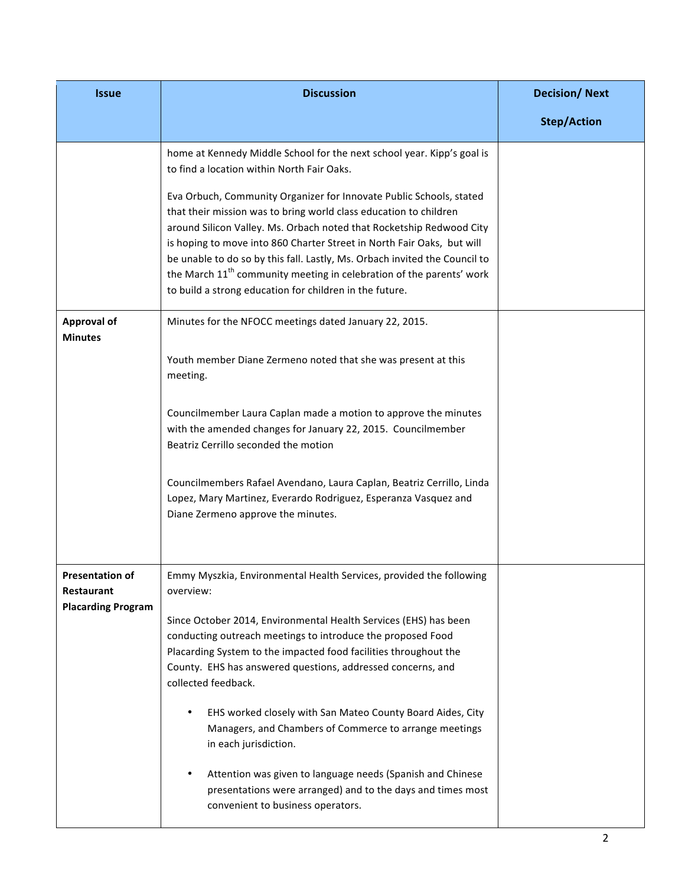| Issue | Discussion | Decision/ Next Step/Action |
|---|---|---|
| | home at Kennedy Middle School for the next school year. Kipp's goal is to find a location within North Fair Oaks.<br><br>Eva Orbuch, Community Organizer for Innovate Public Schools, stated that their mission was to bring world class education to children around Silicon Valley. Ms. Orbach noted that Rocketship Redwood City is hoping to move into 860 Charter Street in North Fair Oaks, but will be unable to do so by this fall. Lastly, Ms. Orbach invited the Council to the March 11th community meeting in celebration of the parents' work to build a strong education for children in the future. | |
| **Approval of Minutes** | Minutes for the NFOCC meetings dated January 22, 2015.<br><br>Youth member Diane Zermeno noted that she was present at this meeting.<br><br>Councilmember Laura Caplan made a motion to approve the minutes with the amended changes for January 22, 2015. Councilmember Beatriz Cerrillo seconded the motion<br><br>Councilmembers Rafael Avendano, Laura Caplan, Beatriz Cerrillo, Linda Lopez, Mary Martinez, Everardo Rodriguez, Esperanza Vasquez and Diane Zermeno approve the minutes. | |
| **Presentation of Restaurant Placarding Program** | Emmy Myszkia, Environmental Health Services, provided the following overview:<br><br>Since October 2014, Environmental Health Services (EHS) has been conducting outreach meetings to introduce the proposed Food Placarding System to the impacted food facilities throughout the County. EHS has answered questions, addressed concerns, and collected feedback.<br><br>• EHS worked closely with San Mateo County Board Aides, City Managers, and Chambers of Commerce to arrange meetings in each jurisdiction.<br><br>• Attention was given to language needs (Spanish and Chinese presentations were arranged) and to the days and times most convenient to business operators. | |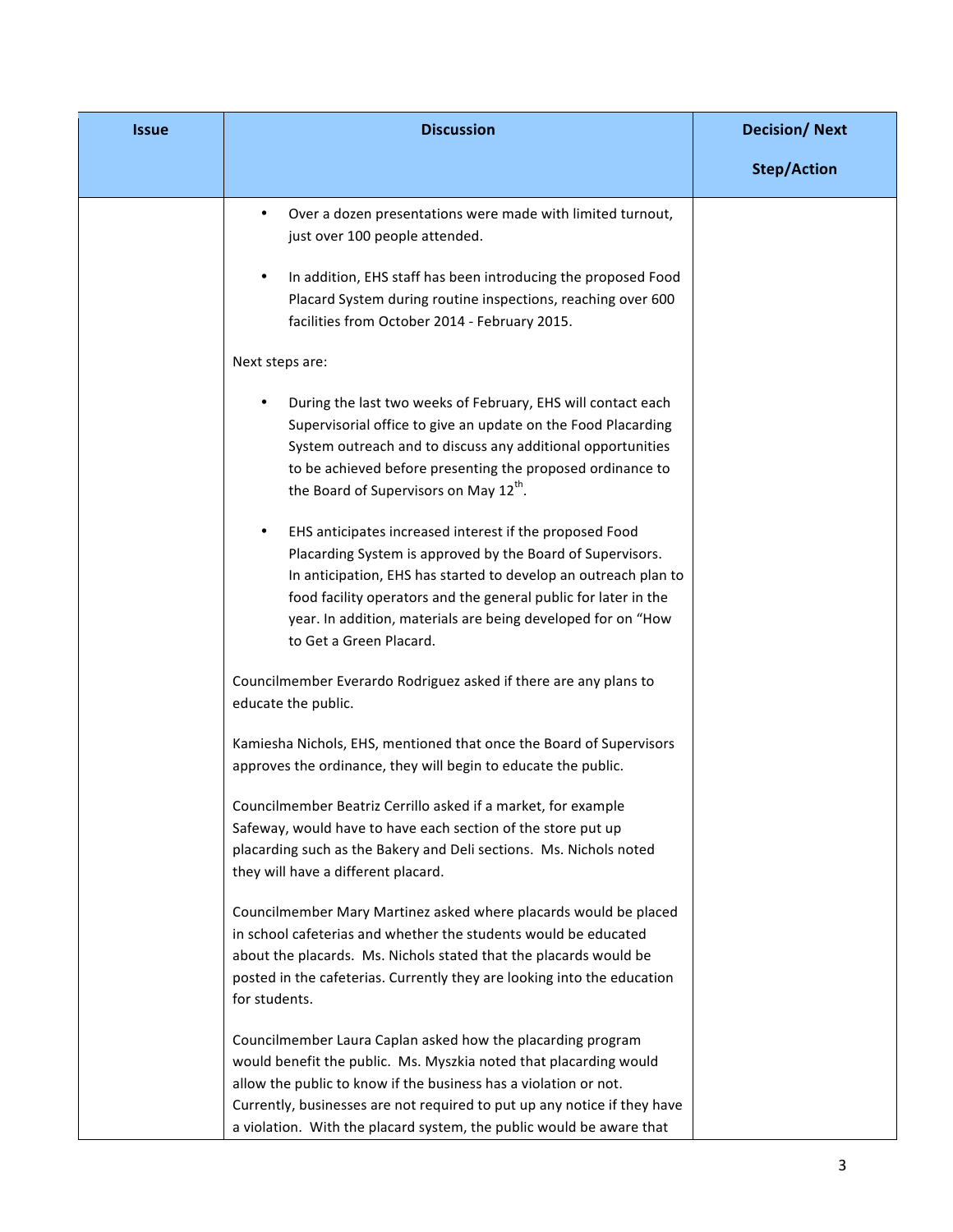| Issue | Discussion | Decision/ Next Step/Action |
| --- | --- | --- |
| | • Over a dozen presentations were made with limited turnout, just over 100 people attended.<br><br>• In addition, EHS staff has been introducing the proposed Food Placard System during routine inspections, reaching over 600 facilities from October 2014 - February 2015.<br><br>Next steps are:<br><br>• During the last two weeks of February, EHS will contact each Supervisorial office to give an update on the Food Placarding System outreach and to discuss any additional opportunities to be achieved before presenting the proposed ordinance to the Board of Supervisors on May 12th.<br><br>• EHS anticipates increased interest if the proposed Food Placarding System is approved by the Board of Supervisors. In anticipation, EHS has started to develop an outreach plan to food facility operators and the general public for later in the year. In addition, materials are being developed for on "How to Get a Green Placard.<br><br>Councilmember Everardo Rodriguez asked if there are any plans to educate the public.<br><br>Kamiesha Nichols, EHS, mentioned that once the Board of Supervisors approves the ordinance, they will begin to educate the public.<br><br>Councilmember Beatriz Cerrillo asked if a market, for example Safeway, would have to have each section of the store put up placarding such as the Bakery and Deli sections. Ms. Nichols noted they will have a different placard.<br><br>Councilmember Mary Martinez asked where placards would be placed in school cafeterias and whether the students would be educated about the placards. Ms. Nichols stated that the placards would be posted in the cafeterias. Currently they are looking into the education for students.<br><br>Councilmember Laura Caplan asked how the placarding program would benefit the public. Ms. Myszkia noted that placarding would allow the public to know if the business has a violation or not. Currently, businesses are not required to put up any notice if they have a violation. With the placard system, the public would be aware that | |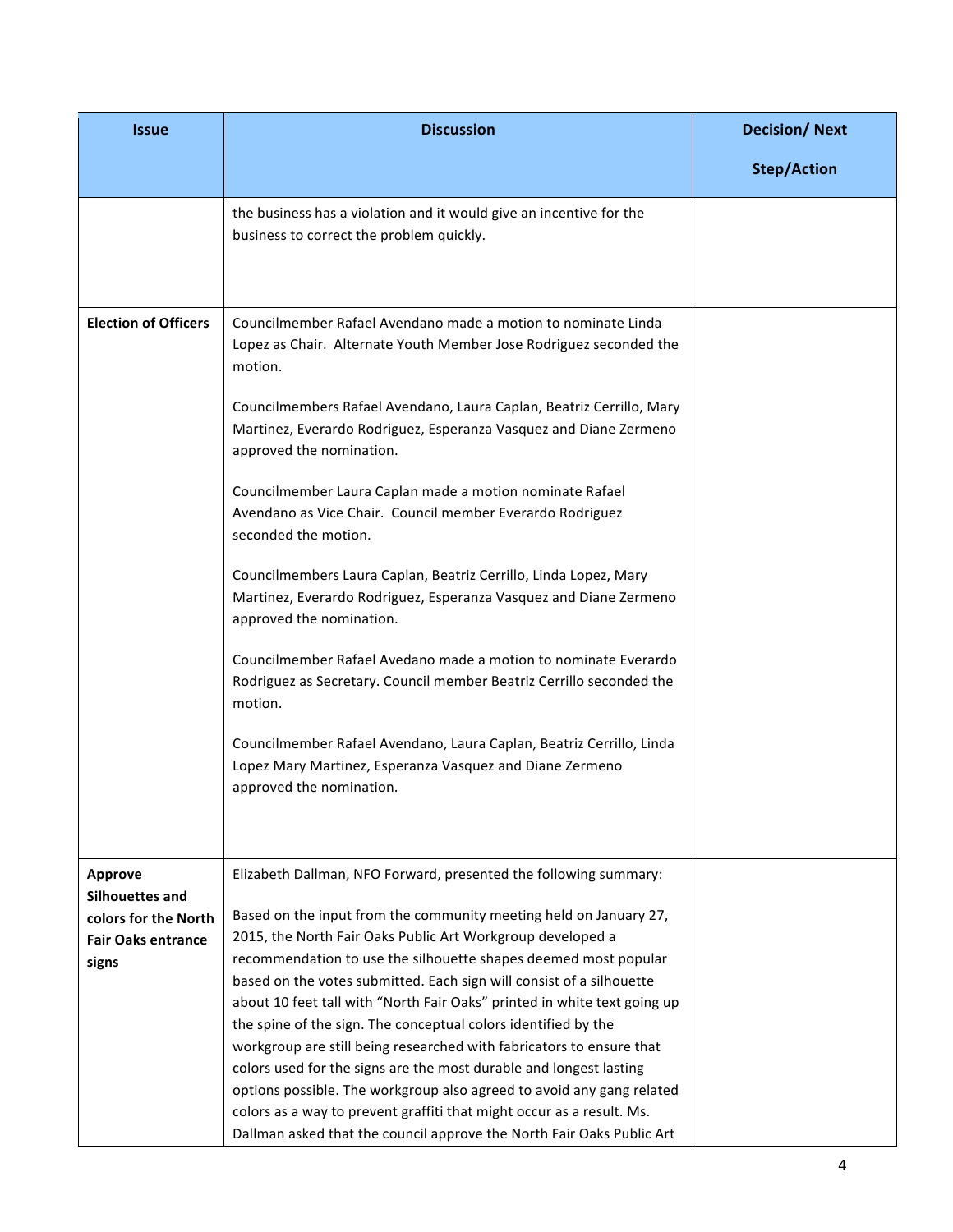| Issue | Discussion | Decision/ Next Step/Action |
|---|---|---|
| | the business has a violation and it would give an incentive for the business to correct the problem quickly. | |
| **Election of Officers** | Councilmember Rafael Avendano made a motion to nominate Linda Lopez as Chair. Alternate Youth Member Jose Rodriguez seconded the motion.<br><br>Councilmembers Rafael Avendano, Laura Caplan, Beatriz Cerrillo, Mary Martinez, Everardo Rodriguez, Esperanza Vasquez and Diane Zermeno approved the nomination.<br><br>Councilmember Laura Caplan made a motion nominate Rafael Avendano as Vice Chair. Council member Everardo Rodriguez seconded the motion.<br><br>Councilmembers Laura Caplan, Beatriz Cerrillo, Linda Lopez, Mary Martinez, Everardo Rodriguez, Esperanza Vasquez and Diane Zermeno approved the nomination.<br><br>Councilmember Rafael Avedano made a motion to nominate Everardo Rodriguez as Secretary. Council member Beatriz Cerrillo seconded the motion.<br><br>Councilmember Rafael Avendano, Laura Caplan, Beatriz Cerrillo, Linda Lopez Mary Martinez, Esperanza Vasquez and Diane Zermeno approved the nomination. | |
| **Approve Silhouettes and colors for the North Fair Oaks entrance signs** | Elizabeth Dallman, NFO Forward, presented the following summary:<br><br>Based on the input from the community meeting held on January 27, 2015, the North Fair Oaks Public Art Workgroup developed a recommendation to use the silhouette shapes deemed most popular based on the votes submitted. Each sign will consist of a silhouette about 10 feet tall with "North Fair Oaks" printed in white text going up the spine of the sign. The conceptual colors identified by the workgroup are still being researched with fabricators to ensure that colors used for the signs are the most durable and longest lasting options possible. The workgroup also agreed to avoid any gang related colors as a way to prevent graffiti that might occur as a result. Ms. Dallman asked that the council approve the North Fair Oaks Public Art | |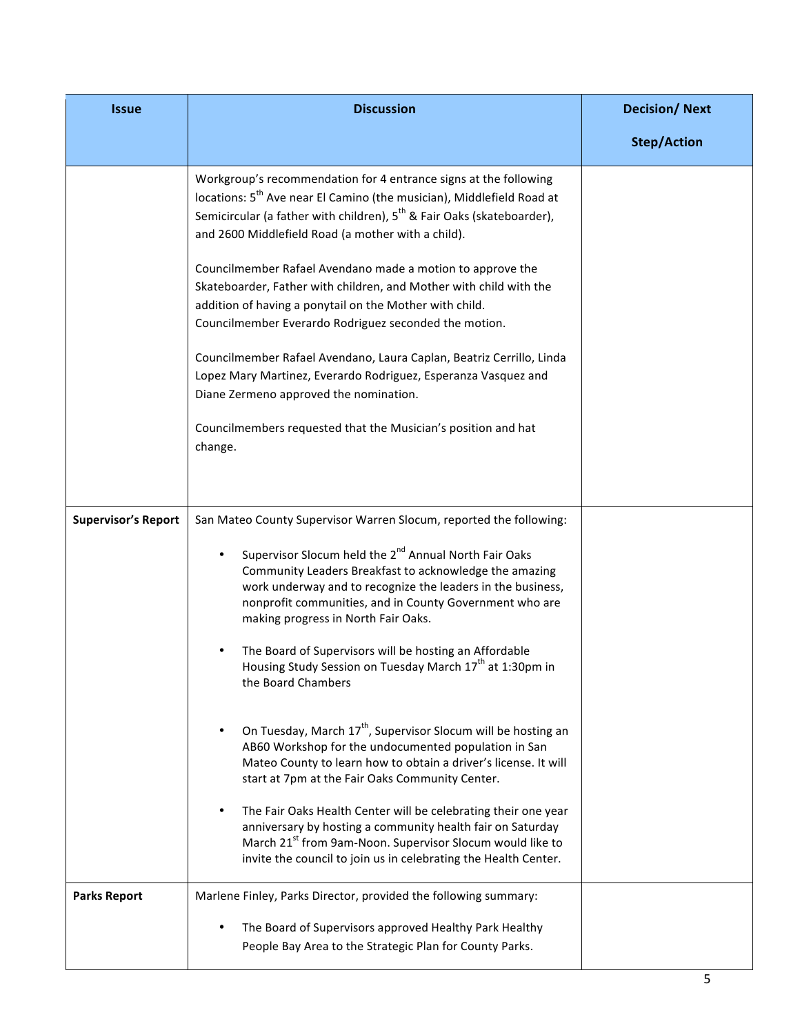| Issue | Discussion | Decision/ Next Step/Action |
| --- | --- | --- |
| | Workgroup's recommendation for 4 entrance signs at the following locations: 5th Ave near El Camino (the musician), Middlefield Road at Semicircular (a father with children), 5th & Fair Oaks (skateboarder), and 2600 Middlefield Road (a mother with a child).<br><br>Councilmember Rafael Avendano made a motion to approve the Skateboarder, Father with children, and Mother with child with the addition of having a ponytail on the Mother with child. Councilmember Everardo Rodriguez seconded the motion.<br><br>Councilmember Rafael Avendano, Laura Caplan, Beatriz Cerrillo, Linda Lopez Mary Martinez, Everardo Rodriguez, Esperanza Vasquez and Diane Zermeno approved the nomination.<br><br>Councilmembers requested that the Musician's position and hat change. | |
| **Supervisor's Report** | San Mateo County Supervisor Warren Slocum, reported the following:<br><br>• Supervisor Slocum held the 2nd Annual North Fair Oaks Community Leaders Breakfast to acknowledge the amazing work underway and to recognize the leaders in the business, nonprofit communities, and in County Government who are making progress in North Fair Oaks.<br><br>• The Board of Supervisors will be hosting an Affordable Housing Study Session on Tuesday March 17th at 1:30pm in the Board Chambers<br><br>• On Tuesday, March 17th, Supervisor Slocum will be hosting an AB60 Workshop for the undocumented population in San Mateo County to learn how to obtain a driver's license. It will start at 7pm at the Fair Oaks Community Center.<br><br>• The Fair Oaks Health Center will be celebrating their one year anniversary by hosting a community health fair on Saturday March 21st from 9am-Noon. Supervisor Slocum would like to invite the council to join us in celebrating the Health Center. | |
| **Parks Report** | Marlene Finley, Parks Director, provided the following summary:<br><br>• The Board of Supervisors approved Healthy Park Healthy People Bay Area to the Strategic Plan for County Parks. | |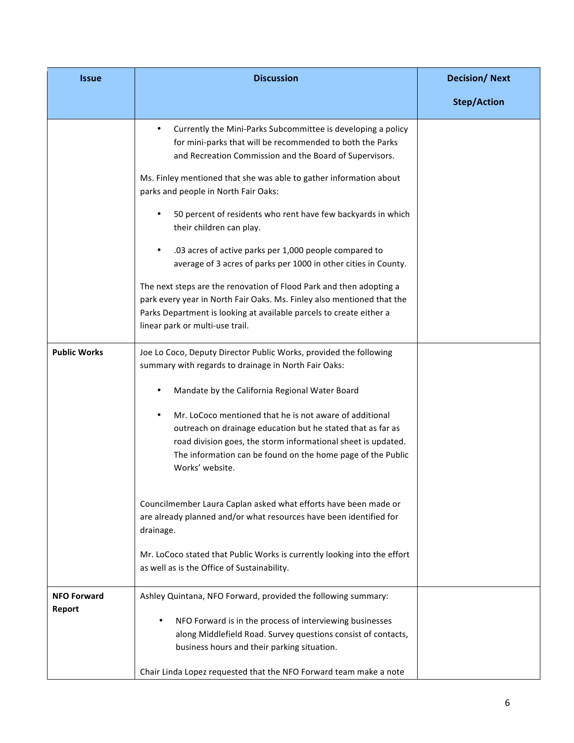| Issue | Discussion | Decision/ Next Step/Action |
|---|---|---|
| | • Currently the Mini-Parks Subcommittee is developing a policy for mini-parks that will be recommended to both the Parks and Recreation Commission and the Board of Supervisors.<br><br>Ms. Finley mentioned that she was able to gather information about parks and people in North Fair Oaks:<br><br>• 50 percent of residents who rent have few backyards in which their children can play.<br><br>• .03 acres of active parks per 1,000 people compared to average of 3 acres of parks per 1000 in other cities in County.<br><br>The next steps are the renovation of Flood Park and then adopting a park every year in North Fair Oaks. Ms. Finley also mentioned that the Parks Department is looking at available parcels to create either a linear park or multi-use trail. | |
| **Public Works** | Joe Lo Coco, Deputy Director Public Works, provided the following summary with regards to drainage in North Fair Oaks:<br><br>• Mandate by the California Regional Water Board<br><br>• Mr. LoCoco mentioned that he is not aware of additional outreach on drainage education but he stated that as far as road division goes, the storm informational sheet is updated. The information can be found on the home page of the Public Works' website.<br><br>Councilmember Laura Caplan asked what efforts have been made or are already planned and/or what resources have been identified for drainage.<br><br>Mr. LoCoco stated that Public Works is currently looking into the effort as well as is the Office of Sustainability. | |
| **NFO Forward Report** | Ashley Quintana, NFO Forward, provided the following summary:<br><br>• NFO Forward is in the process of interviewing businesses along Middlefield Road. Survey questions consist of contacts, business hours and their parking situation.<br><br>Chair Linda Lopez requested that the NFO Forward team make a note | |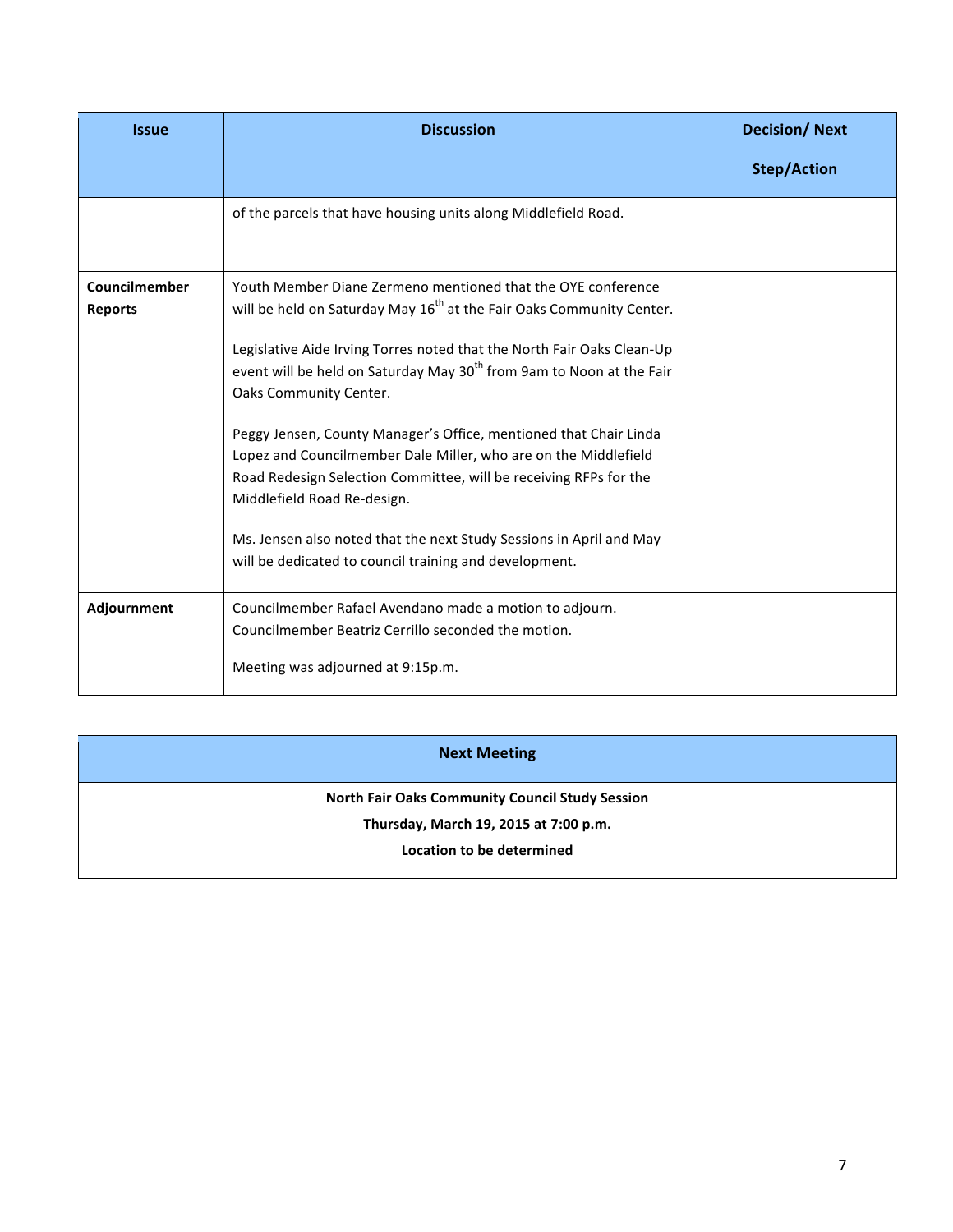| Issue | Discussion | Decision/ Next Step/Action |
|---|---|---|
| | of the parcels that have housing units along Middlefield Road. | |
| **Councilmember Reports** | Youth Member Diane Zermeno mentioned that the OYE conference will be held on Saturday May 16th at the Fair Oaks Community Center.<br><br>Legislative Aide Irving Torres noted that the North Fair Oaks Clean-Up event will be held on Saturday May 30th from 9am to Noon at the Fair Oaks Community Center.<br><br>Peggy Jensen, County Manager's Office, mentioned that Chair Linda Lopez and Councilmember Dale Miller, who are on the Middlefield Road Redesign Selection Committee, will be receiving RFPs for the Middlefield Road Re-design.<br><br>Ms. Jensen also noted that the next Study Sessions in April and May will be dedicated to council training and development. | |
| **Adjournment** | Councilmember Rafael Avendano made a motion to adjourn. Councilmember Beatriz Cerrillo seconded the motion.<br><br>Meeting was adjourned at 9:15p.m. | |

| Next Meeting |
|---|
| **North Fair Oaks Community Council Study Session**<br>**Thursday, March 19, 2015 at 7:00 p.m.**<br>**Location to be determined** |